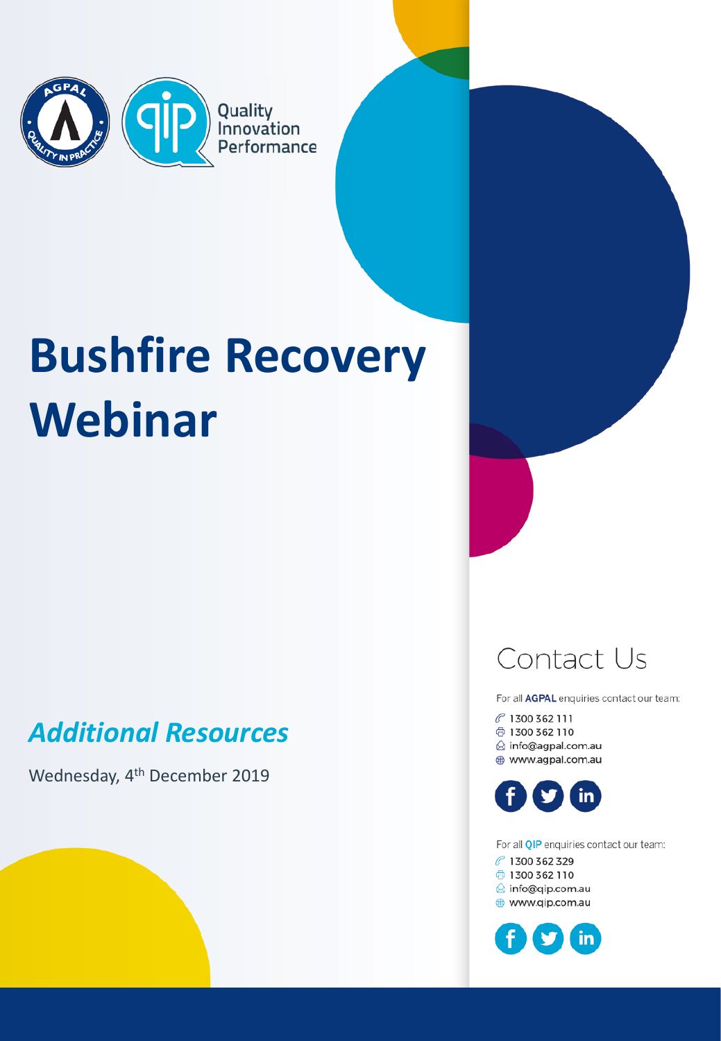Quality Innovation Performance

# Bushfire Recovery Webinar

## *Additional Resources*

Wednesday, 4th December 2019

## Contact Us

For all **AGPAL** enquiries contact our team:

- 1300 362 111
- 1300 362 110
- info@agpal.com.au
- www.agpal.com.au

For all **QIP** enquiries contact our team:

- 1300 362 329
- 1300 362 110
- info@qip.com.au
- www.qip.com.au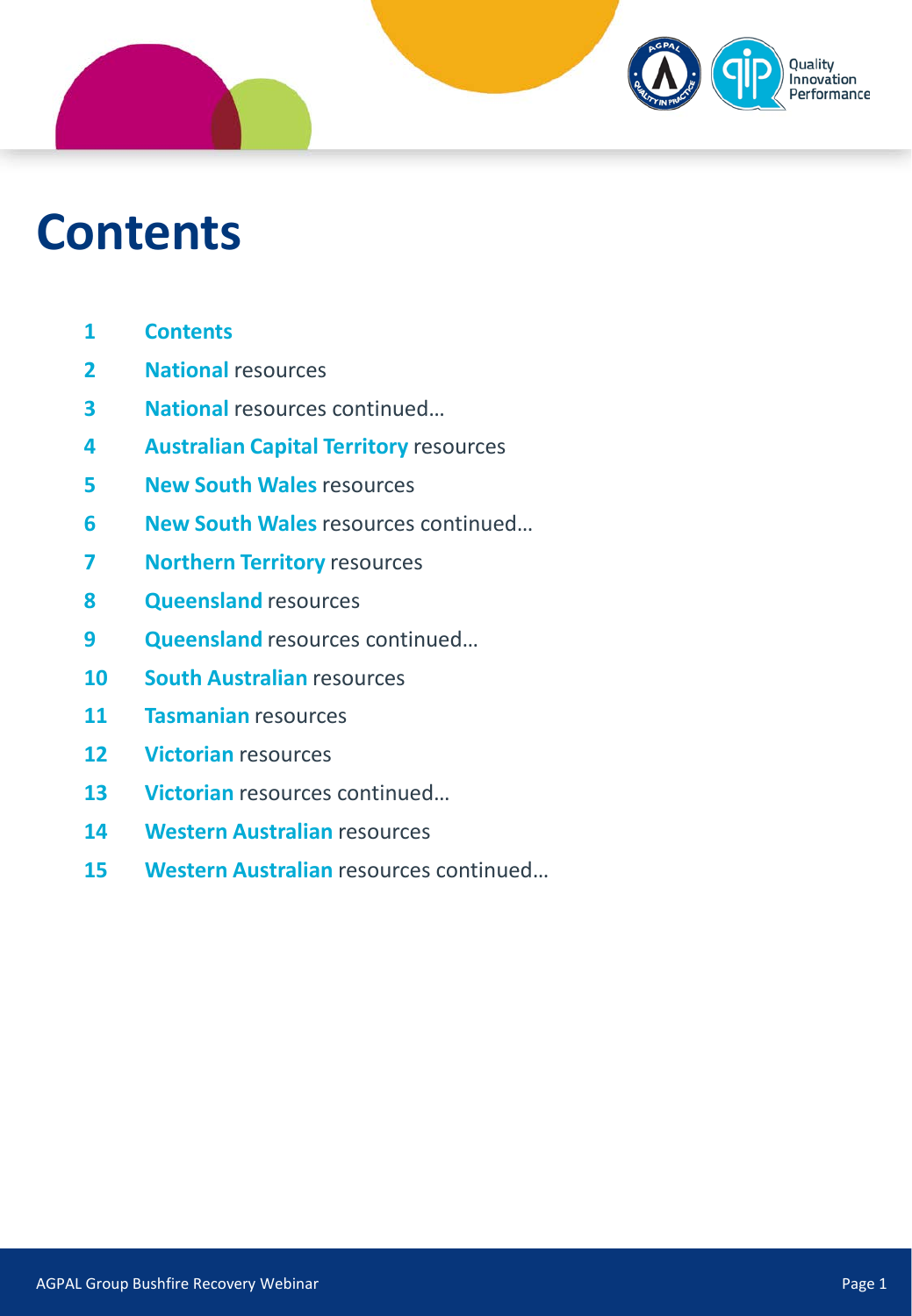# Contents

| | |
|---|---|
| 1 | **Contents** |
| 2 | **National** resources |
| 3 | **National** resources continued… |
| 4 | **Australian Capital Territory** resources |
| 5 | **New South Wales** resources |
| 6 | **New South Wales** resources continued… |
| 7 | **Northern Territory** resources |
| 8 | **Queensland** resources |
| 9 | **Queensland** resources continued… |
| 10 | **South Australian** resources |
| 11 | **Tasmanian** resources |
| 12 | **Victorian** resources |
| 13 | **Victorian** resources continued… |
| 14 | **Western Australian** resources |
| 15 | **Western Australian** resources continued… |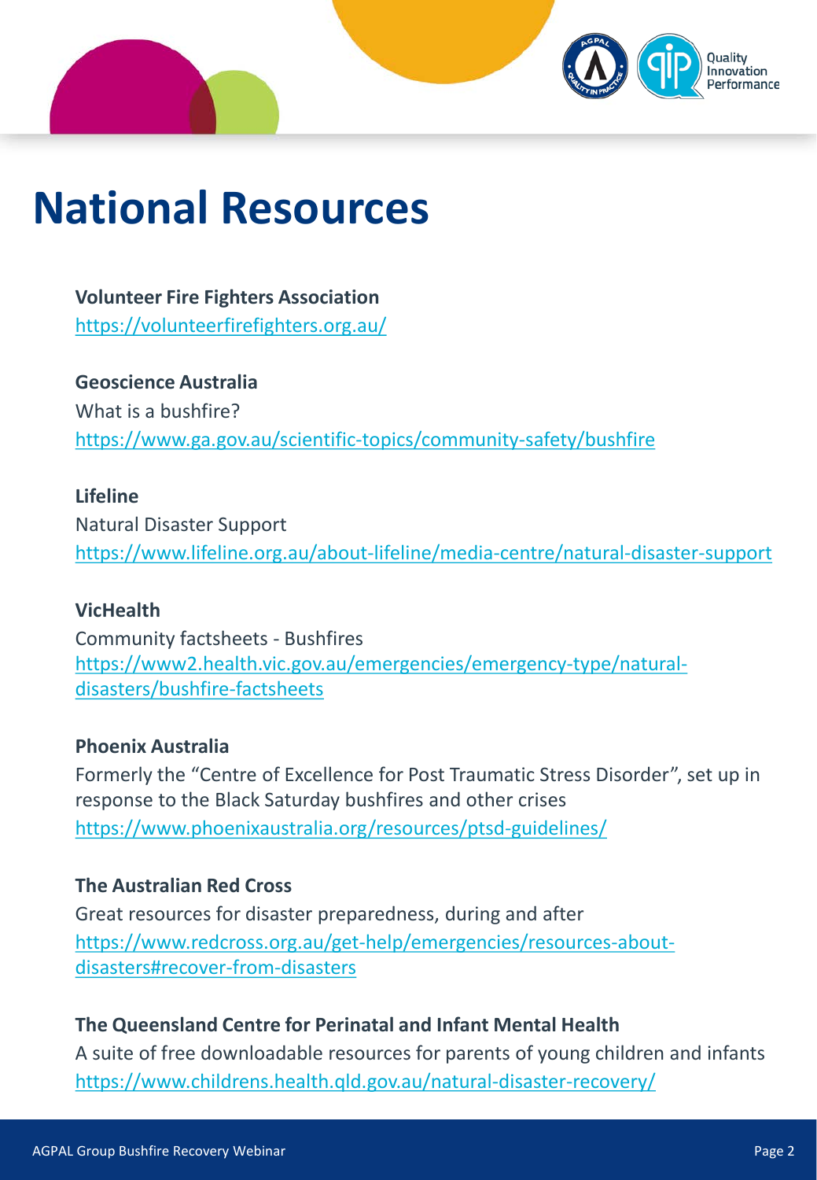# National Resources

**Volunteer Fire Fighters Association**
https://volunteerfirefighters.org.au/

**Geoscience Australia**
What is a bushfire?
https://www.ga.gov.au/scientific-topics/community-safety/bushfire

**Lifeline**
Natural Disaster Support
https://www.lifeline.org.au/about-lifeline/media-centre/natural-disaster-support

**VicHealth**
Community factsheets - Bushfires
https://www2.health.vic.gov.au/emergencies/emergency-type/natural-disasters/bushfire-factsheets

**Phoenix Australia**
Formerly the "Centre of Excellence for Post Traumatic Stress Disorder", set up in response to the Black Saturday bushfires and other crises
https://www.phoenixaustralia.org/resources/ptsd-guidelines/

**The Australian Red Cross**
Great resources for disaster preparedness, during and after
https://www.redcross.org.au/get-help/emergencies/resources-about-disasters#recover-from-disasters

**The Queensland Centre for Perinatal and Infant Mental Health**
A suite of free downloadable resources for parents of young children and infants
https://www.childrens.health.qld.gov.au/natural-disaster-recovery/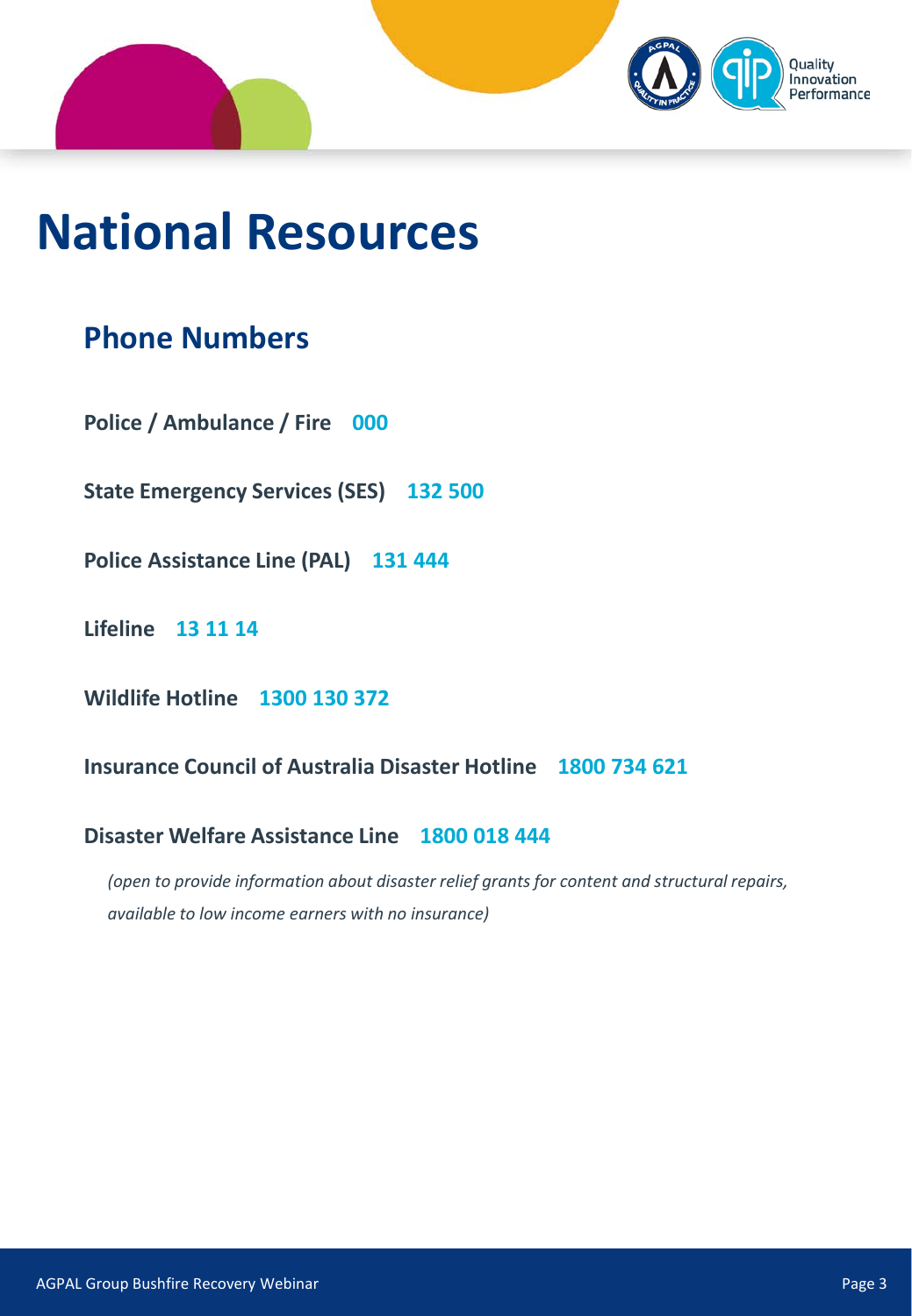# National Resources

## Phone Numbers

**Police / Ambulance / Fire** **000**

**State Emergency Services (SES)** **132 500**

**Police Assistance Line (PAL)** **131 444**

**Lifeline** **13 11 14**

**Wildlife Hotline** **1300 130 372**

**Insurance Council of Australia Disaster Hotline** **1800 734 621**

**Disaster Welfare Assistance Line** **1800 018 444**

*(open to provide information about disaster relief grants for content and structural repairs, available to low income earners with no insurance)*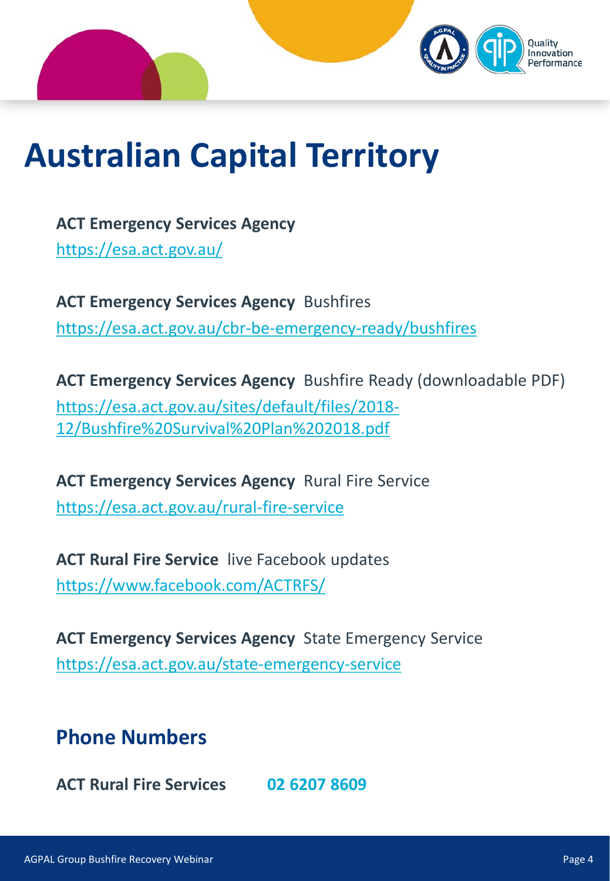# Australian Capital Territory

**ACT Emergency Services Agency**
https://esa.act.gov.au/

**ACT Emergency Services Agency** Bushfires
https://esa.act.gov.au/cbr-be-emergency-ready/bushfires

**ACT Emergency Services Agency** Bushfire Ready (downloadable PDF)
https://esa.act.gov.au/sites/default/files/2018-12/Bushfire%20Survival%20Plan%202018.pdf

**ACT Emergency Services Agency** Rural Fire Service
https://esa.act.gov.au/rural-fire-service

**ACT Rural Fire Service** live Facebook updates
https://www.facebook.com/ACTRFS/

**ACT Emergency Services Agency** State Emergency Service
https://esa.act.gov.au/state-emergency-service

## Phone Numbers

**ACT Rural Fire Services** **02 6207 8609**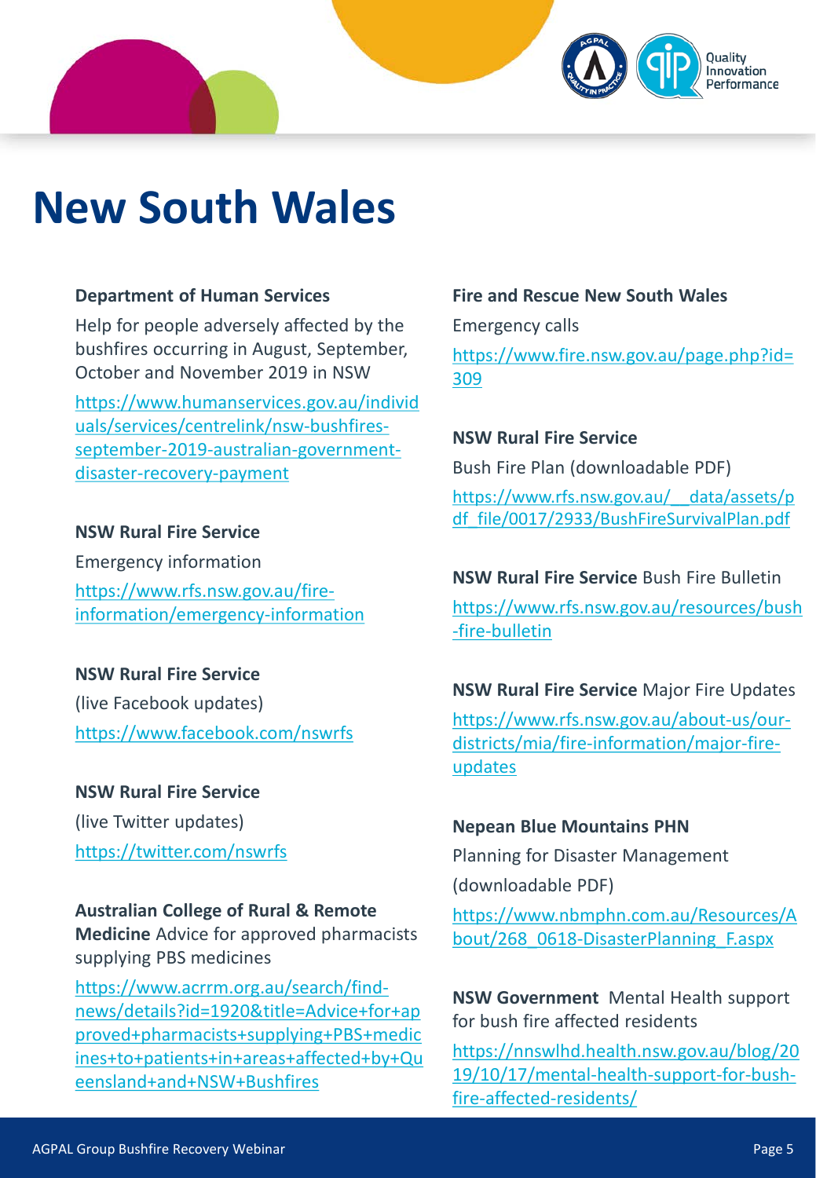# New South Wales

**Department of Human Services**

Help for people adversely affected by the bushfires occurring in August, September, October and November 2019 in NSW

https://www.humanservices.gov.au/individuals/services/centrelink/nsw-bushfires-september-2019-australian-government-disaster-recovery-payment

**NSW Rural Fire Service**

Emergency information

https://www.rfs.nsw.gov.au/fire-information/emergency-information

**NSW Rural Fire Service**

(live Facebook updates)

https://www.facebook.com/nswrfs

**NSW Rural Fire Service**

(live Twitter updates)

https://twitter.com/nswrfs

**Australian College of Rural & Remote Medicine** Advice for approved pharmacists supplying PBS medicines

https://www.acrrm.org.au/search/find-news/details?id=1920&title=Advice+for+approved+pharmacists+supplying+PBS+medicines+to+patients+in+areas+affected+by+Queensland+and+NSW+Bushfires

**Fire and Rescue New South Wales**

Emergency calls

https://www.fire.nsw.gov.au/page.php?id=309

**NSW Rural Fire Service**

Bush Fire Plan (downloadable PDF)

https://www.rfs.nsw.gov.au/__data/assets/pdf_file/0017/2933/BushFireSurvivalPlan.pdf

**NSW Rural Fire Service** Bush Fire Bulletin

https://www.rfs.nsw.gov.au/resources/bush-fire-bulletin

**NSW Rural Fire Service** Major Fire Updates

https://www.rfs.nsw.gov.au/about-us/our-districts/mia/fire-information/major-fire-updates

**Nepean Blue Mountains PHN**

Planning for Disaster Management

(downloadable PDF)

https://www.nbmphn.com.au/Resources/About/268_0618-DisasterPlanning_F.aspx

**NSW Government** Mental Health support for bush fire affected residents

https://nnswlhd.health.nsw.gov.au/blog/2019/10/17/mental-health-support-for-bush-fire-affected-residents/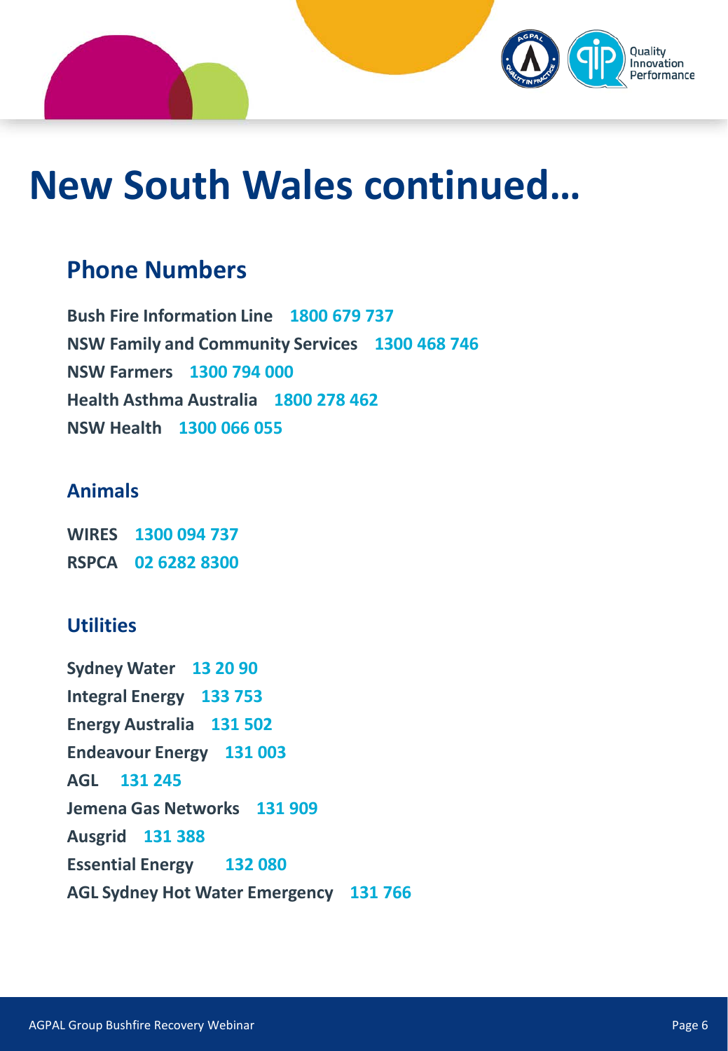# New South Wales continued...

## Phone Numbers

**Bush Fire Information Line** **1800 679 737**
**NSW Family and Community Services** **1300 468 746**
**NSW Farmers** **1300 794 000**
**Health Asthma Australia** **1800 278 462**
**NSW Health** **1300 066 055**

### Animals

**WIRES** **1300 094 737**
**RSPCA** **02 6282 8300**

### Utilities

**Sydney Water** **13 20 90**
**Integral Energy** **133 753**
**Energy Australia** **131 502**
**Endeavour Energy** **131 003**
**AGL** **131 245**
**Jemena Gas Networks** **131 909**
**Ausgrid** **131 388**
**Essential Energy** **132 080**
**AGL Sydney Hot Water Emergency** **131 766**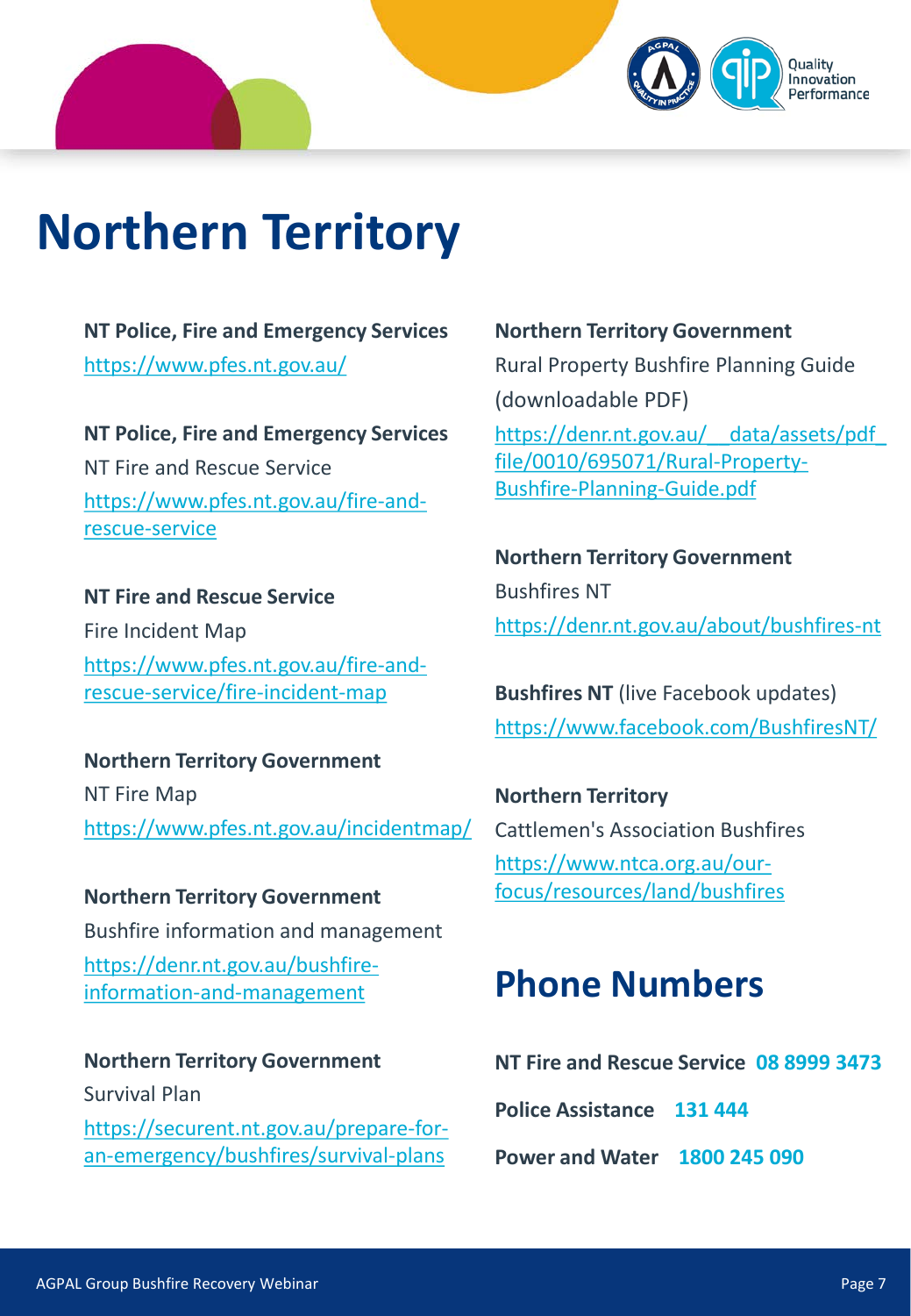# Northern Territory

**NT Police, Fire and Emergency Services**
https://www.pfes.nt.gov.au/

**NT Police, Fire and Emergency Services**
NT Fire and Rescue Service
https://www.pfes.nt.gov.au/fire-and-rescue-service

**NT Fire and Rescue Service**
Fire Incident Map
https://www.pfes.nt.gov.au/fire-and-rescue-service/fire-incident-map

**Northern Territory Government**
NT Fire Map
https://www.pfes.nt.gov.au/incidentmap/

**Northern Territory Government**
Bushfire information and management
https://denr.nt.gov.au/bushfire-information-and-management

**Northern Territory Government**
Survival Plan
https://securent.nt.gov.au/prepare-for-an-emergency/bushfires/survival-plans

**Northern Territory Government**
Rural Property Bushfire Planning Guide (downloadable PDF)
https://denr.nt.gov.au/__data/assets/pdf_file/0010/695071/Rural-Property-Bushfire-Planning-Guide.pdf

**Northern Territory Government**
Bushfires NT
https://denr.nt.gov.au/about/bushfires-nt

**Bushfires NT** (live Facebook updates)
https://www.facebook.com/BushfiresNT/

**Northern Territory**
Cattlemen's Association Bushfires
https://www.ntca.org.au/our-focus/resources/land/bushfires

## Phone Numbers

**NT Fire and Rescue Service** **08 8999 3473**

**Police Assistance** **131 444**

**Power and Water** **1800 245 090**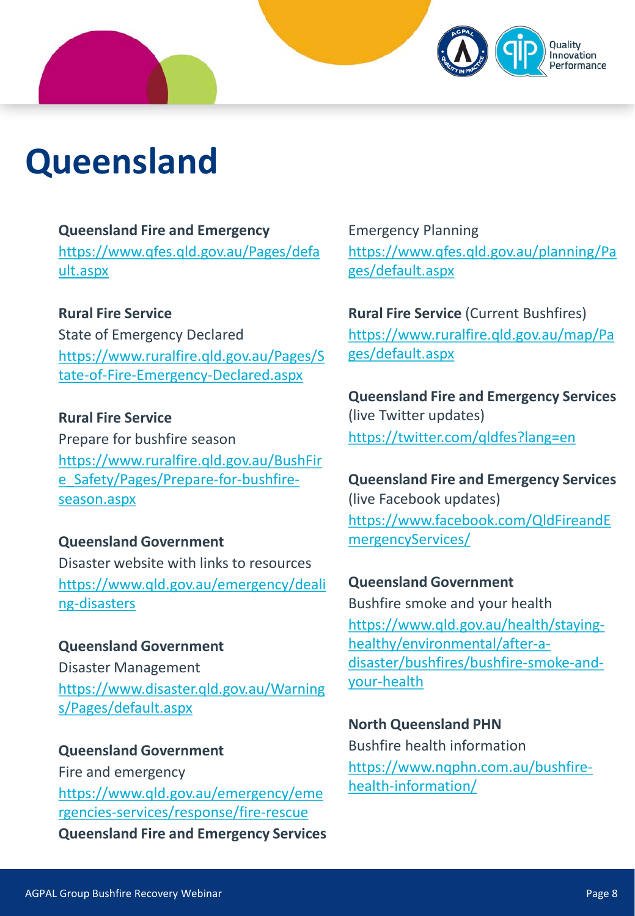# Queensland

**Queensland Fire and Emergency**
https://www.qfes.qld.gov.au/Pages/default.aspx

**Rural Fire Service**
State of Emergency Declared
https://www.ruralfire.qld.gov.au/Pages/State-of-Fire-Emergency-Declared.aspx

**Rural Fire Service**
Prepare for bushfire season
https://www.ruralfire.qld.gov.au/BushFire_Safety/Pages/Prepare-for-bushfire-season.aspx

**Queensland Government**
Disaster website with links to resources
https://www.qld.gov.au/emergency/dealing-disasters

**Queensland Government**
Disaster Management
https://www.disaster.qld.gov.au/Warnings/Pages/default.aspx

**Queensland Government**
Fire and emergency
https://www.qld.gov.au/emergency/emergencies-services/response/fire-rescue

**Queensland Fire and Emergency Services**
Emergency Planning
https://www.qfes.qld.gov.au/planning/Pages/default.aspx

**Rural Fire Service** (Current Bushfires)
https://www.ruralfire.qld.gov.au/map/Pages/default.aspx

**Queensland Fire and Emergency Services** (live Twitter updates)
https://twitter.com/qldfes?lang=en

**Queensland Fire and Emergency Services** (live Facebook updates)
https://www.facebook.com/QldFireandEmergencyServices/

**Queensland Government**
Bushfire smoke and your health
https://www.qld.gov.au/health/staying-healthy/environmental/after-a-disaster/bushfires/bushfire-smoke-and-your-health

**North Queensland PHN**
Bushfire health information
https://www.nqphn.com.au/bushfire-health-information/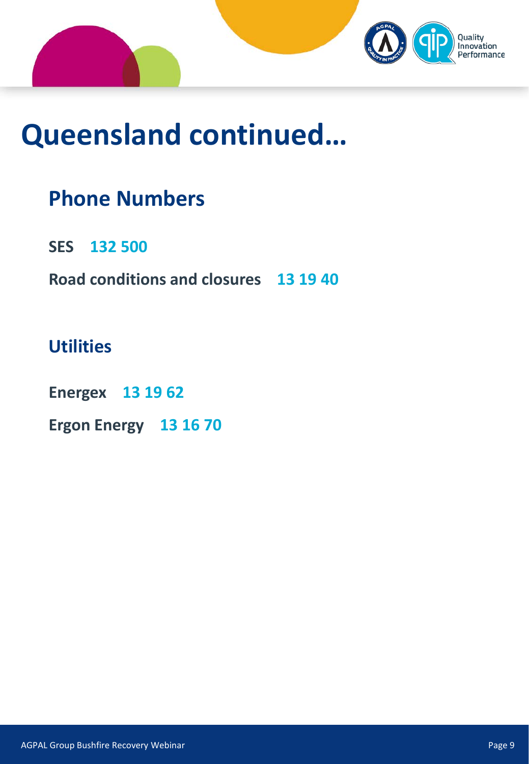# Queensland continued…

## Phone Numbers

**SES** **132 500**

**Road conditions and closures** **13 19 40**

## Utilities

**Energex** **13 19 62**

**Ergon Energy** **13 16 70**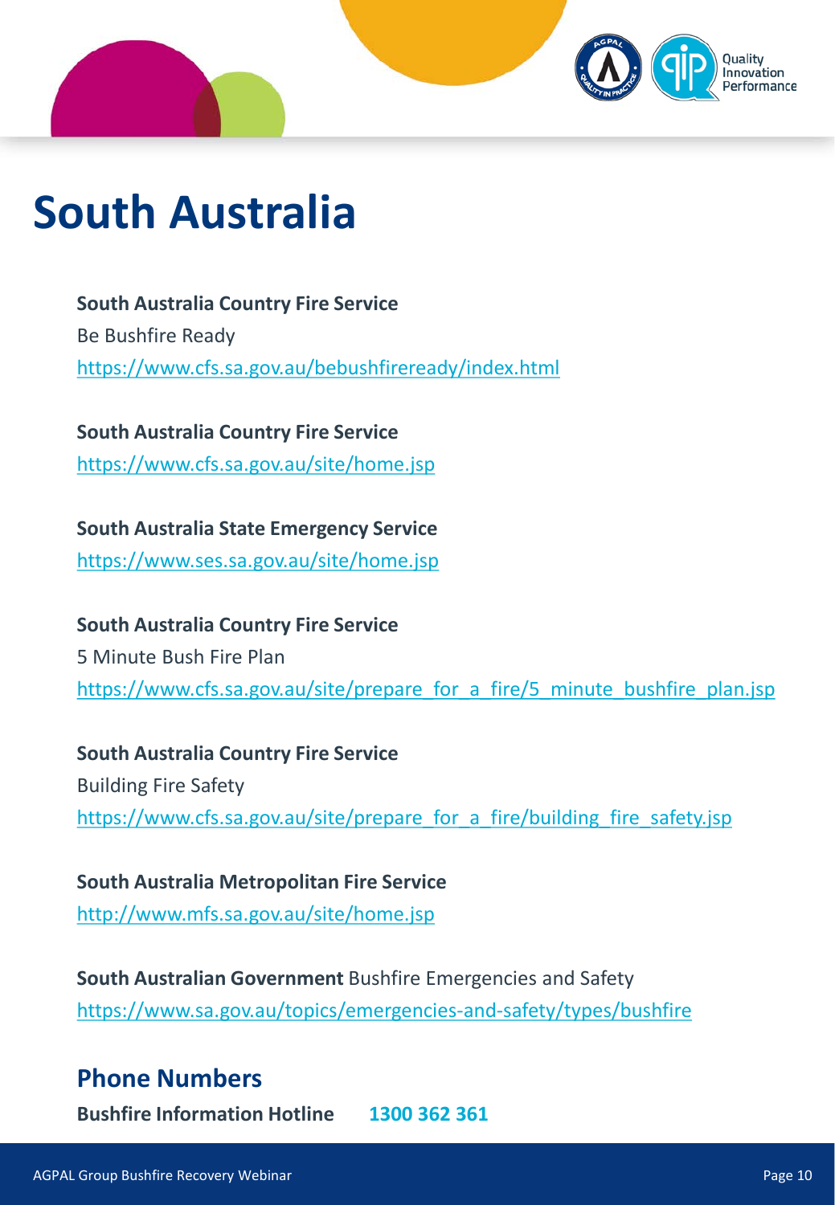# South Australia

**South Australia Country Fire Service**
Be Bushfire Ready
https://www.cfs.sa.gov.au/bebushfireready/index.html

**South Australia Country Fire Service**
https://www.cfs.sa.gov.au/site/home.jsp

**South Australia State Emergency Service**
https://www.ses.sa.gov.au/site/home.jsp

**South Australia Country Fire Service**
5 Minute Bush Fire Plan
https://www.cfs.sa.gov.au/site/prepare_for_a_fire/5_minute_bushfire_plan.jsp

**South Australia Country Fire Service**
Building Fire Safety
https://www.cfs.sa.gov.au/site/prepare_for_a_fire/building_fire_safety.jsp

**South Australia Metropolitan Fire Service**
http://www.mfs.sa.gov.au/site/home.jsp

**South Australian Government** Bushfire Emergencies and Safety
https://www.sa.gov.au/topics/emergencies-and-safety/types/bushfire

## Phone Numbers

**Bushfire Information Hotline** **1300 362 361**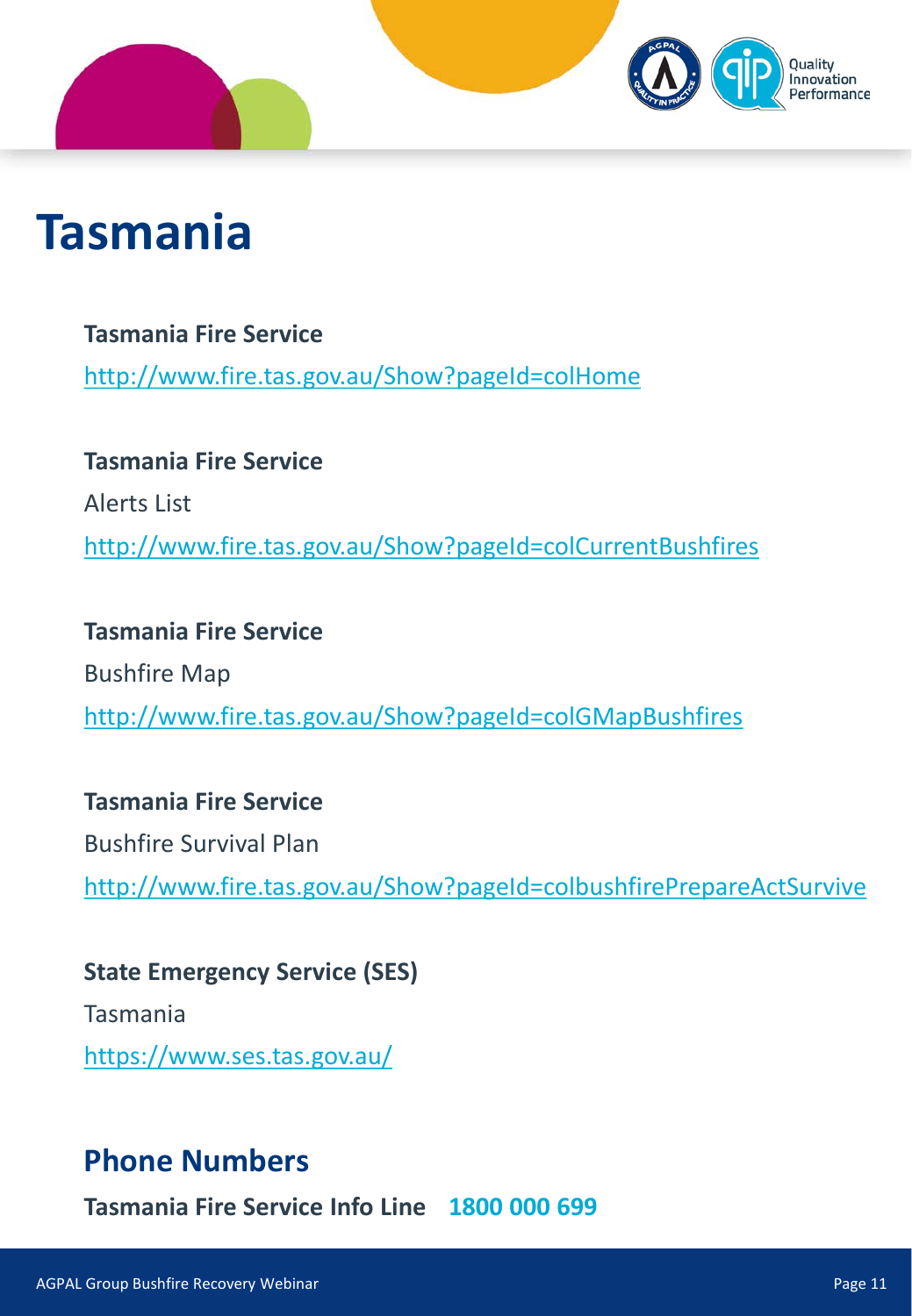# Tasmania

**Tasmania Fire Service**

http://www.fire.tas.gov.au/Show?pageId=colHome

**Tasmania Fire Service**

Alerts List

http://www.fire.tas.gov.au/Show?pageId=colCurrentBushfires

**Tasmania Fire Service**

Bushfire Map

http://www.fire.tas.gov.au/Show?pageId=colGMapBushfires

**Tasmania Fire Service**

Bushfire Survival Plan

http://www.fire.tas.gov.au/Show?pageId=colbushfirePrepareActSurvive

**State Emergency Service (SES)**

Tasmania

https://www.ses.tas.gov.au/

## Phone Numbers

**Tasmania Fire Service Info Line** **1800 000 699**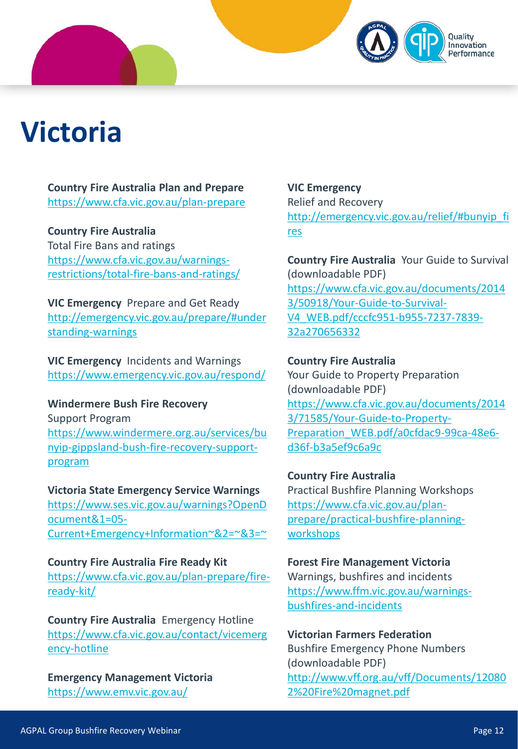# Victoria

**Country Fire Australia Plan and Prepare**
https://www.cfa.vic.gov.au/plan-prepare

**Country Fire Australia**
Total Fire Bans and ratings
https://www.cfa.vic.gov.au/warnings-restrictions/total-fire-bans-and-ratings/

**VIC Emergency** Prepare and Get Ready
http://emergency.vic.gov.au/prepare/#understanding-warnings

**VIC Emergency** Incidents and Warnings
https://www.emergency.vic.gov.au/respond/

**Windermere Bush Fire Recovery**
Support Program
https://www.windermere.org.au/services/bunyip-gippsland-bush-fire-recovery-support-program

**Victoria State Emergency Service Warnings**
https://www.ses.vic.gov.au/warnings?OpenDocument&1=05-Current+Emergency+Information~&2=~&3=~

**Country Fire Australia Fire Ready Kit**
https://www.cfa.vic.gov.au/plan-prepare/fire-ready-kit/

**Country Fire Australia** Emergency Hotline
https://www.cfa.vic.gov.au/contact/vicemergency-hotline

**Emergency Management Victoria**
https://www.emv.vic.gov.au/

**VIC Emergency**
Relief and Recovery
http://emergency.vic.gov.au/relief/#bunyip_fires

**Country Fire Australia** Your Guide to Survival (downloadable PDF)
https://www.cfa.vic.gov.au/documents/20143/50918/Your-Guide-to-Survival-V4_WEB.pdf/cccfc951-b955-7237-7839-32a270656332

**Country Fire Australia**
Your Guide to Property Preparation (downloadable PDF)
https://www.cfa.vic.gov.au/documents/20143/71585/Your-Guide-to-Property-Preparation_WEB.pdf/a0cfdac9-99ca-48e6-d36f-b3a5ef9c6a9c

**Country Fire Australia**
Practical Bushfire Planning Workshops
https://www.cfa.vic.gov.au/plan-prepare/practical-bushfire-planning-workshops

**Forest Fire Management Victoria**
Warnings, bushfires and incidents
https://www.ffm.vic.gov.au/warnings-bushfires-and-incidents

**Victorian Farmers Federation**
Bushfire Emergency Phone Numbers (downloadable PDF)
http://www.vff.org.au/vff/Documents/120802%20Fire%20magnet.pdf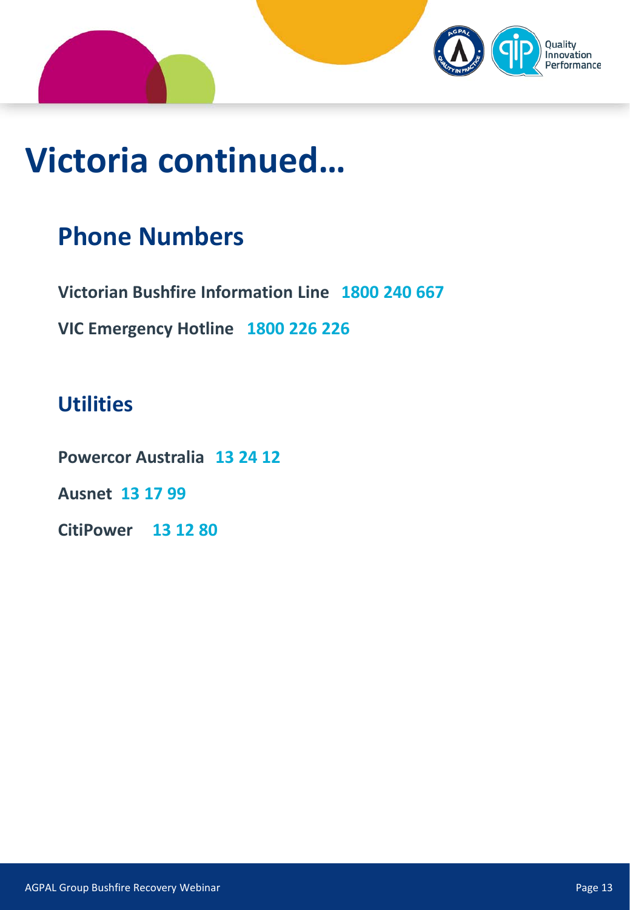# Victoria continued…

## Phone Numbers

**Victorian Bushfire Information Line** **1800 240 667**

**VIC Emergency Hotline** **1800 226 226**

## Utilities

**Powercor Australia** **13 24 12**

**Ausnet** **13 17 99**

**CitiPower** **13 12 80**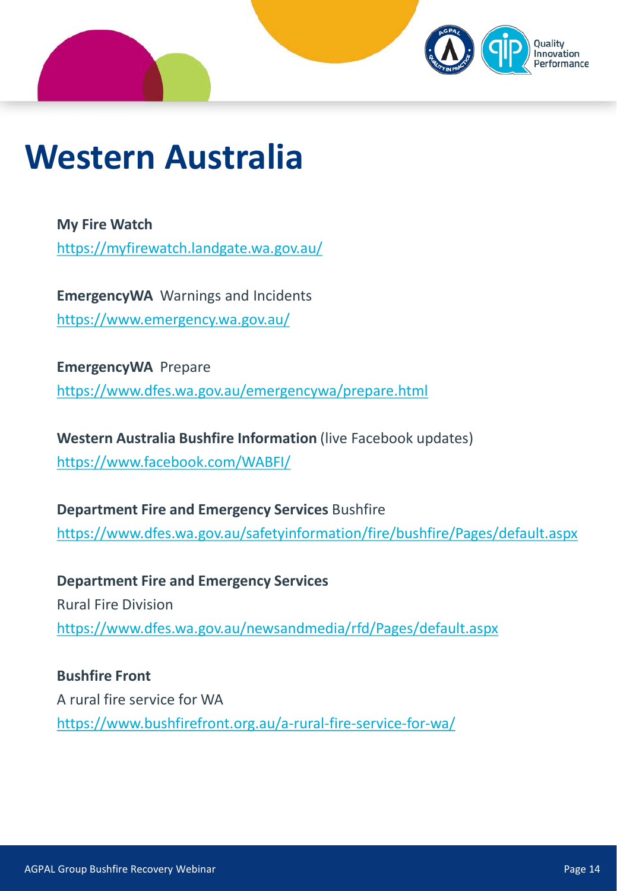# Western Australia

**My Fire Watch**
https://myfirewatch.landgate.wa.gov.au/

**EmergencyWA** Warnings and Incidents
https://www.emergency.wa.gov.au/

**EmergencyWA** Prepare
https://www.dfes.wa.gov.au/emergencywa/prepare.html

**Western Australia Bushfire Information** (live Facebook updates)
https://www.facebook.com/WABFI/

**Department Fire and Emergency Services** Bushfire
https://www.dfes.wa.gov.au/safetyinformation/fire/bushfire/Pages/default.aspx

**Department Fire and Emergency Services**
Rural Fire Division
https://www.dfes.wa.gov.au/newsandmedia/rfd/Pages/default.aspx

**Bushfire Front**
A rural fire service for WA
https://www.bushfirefront.org.au/a-rural-fire-service-for-wa/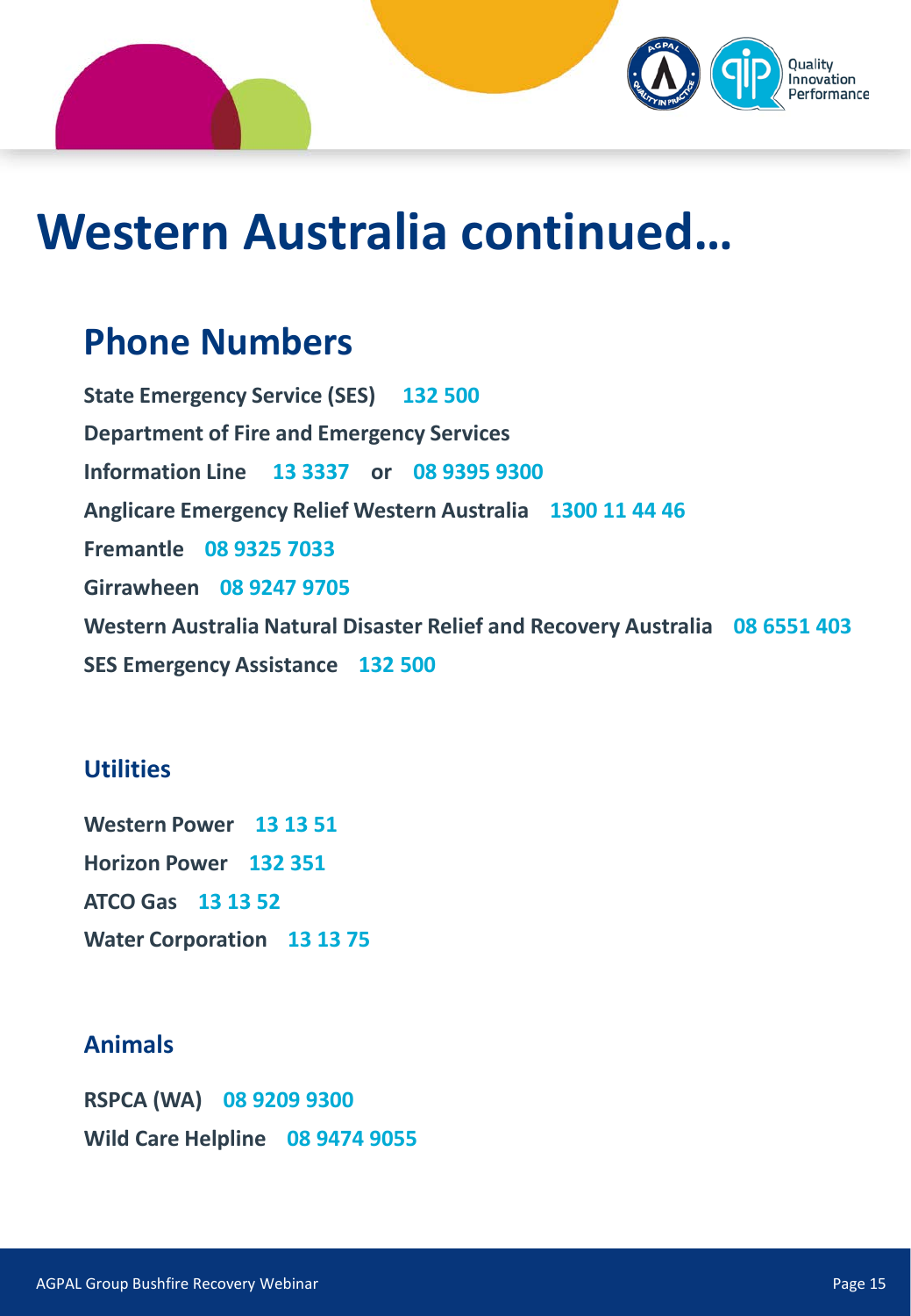# Western Australia continued…

## Phone Numbers

**State Emergency Service (SES)** **132 500**

**Department of Fire and Emergency Services**

**Information Line** **13 3337** **or** **08 9395 9300**

**Anglicare Emergency Relief Western Australia** **1300 11 44 46**

**Fremantle** **08 9325 7033**

**Girrawheen** **08 9247 9705**

**Western Australia Natural Disaster Relief and Recovery Australia** **08 6551 403**

**SES Emergency Assistance** **132 500**

### Utilities

**Western Power** **13 13 51**

**Horizon Power** **132 351**

**ATCO Gas** **13 13 52**

**Water Corporation** **13 13 75**

### Animals

**RSPCA (WA)** **08 9209 9300**

**Wild Care Helpline** **08 9474 9055**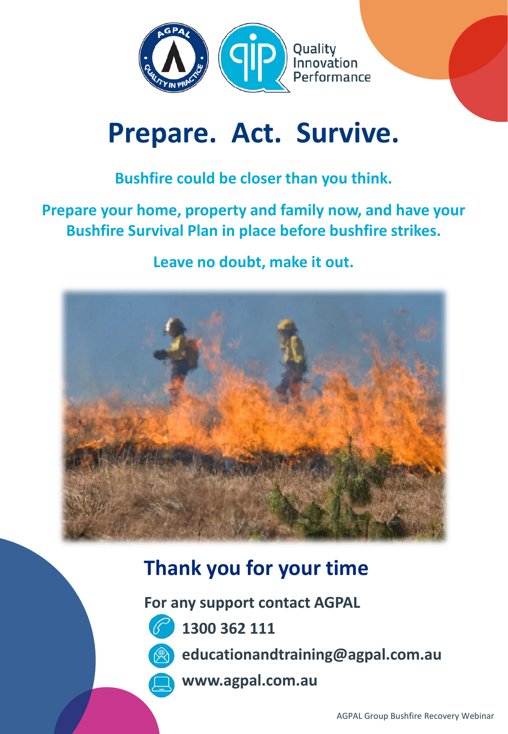# Prepare. Act. Survive.

**Bushfire could be closer than you think.**

**Prepare your home, property and family now, and have your Bushfire Survival Plan in place before bushfire strikes.**

**Leave no doubt, make it out.**

## Thank you for your time

**For any support contact AGPAL**

**1300 362 111**

**educationandtraining@agpal.com.au**

**www.agpal.com.au**